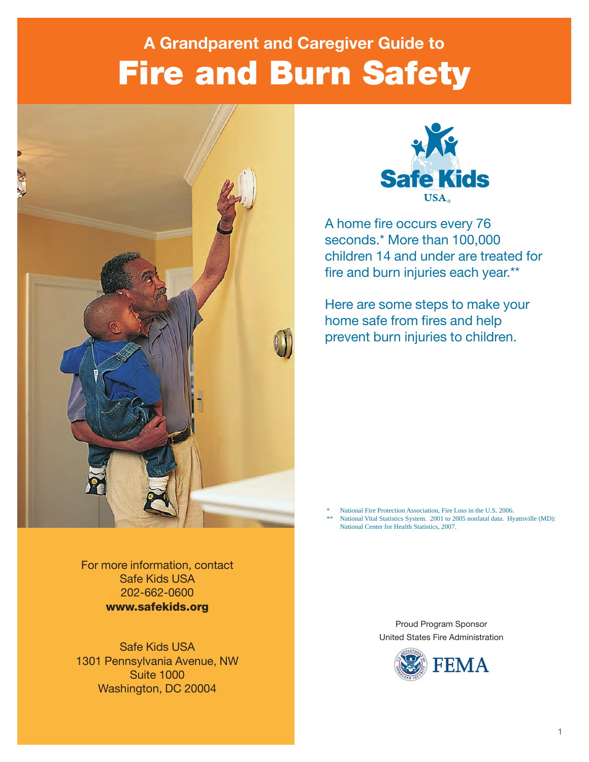## A Grandparent and Caregiver Guide to

# Fire and Burn Safety

Safe Kids USA

A home fire occurs every 76 seconds.* More than 100,000 children 14 and under are treated for fire and burn injuries each year.**

Here are some steps to make your home safe from fires and help prevent burn injuries to children.

\* National Fire Protection Association, Fire Loss in the U.S. 2006.

\*\* National Vital Statistics System. 2001 to 2005 nonfatal data. Hyattsville (MD): National Center for Health Statistics, 2007.

For more information, contact
Safe Kids USA
202-662-0600
**www.safekids.org**

Safe Kids USA
1301 Pennsylvania Avenue, NW
Suite 1000
Washington, DC 20004

Proud Program Sponsor
United States Fire Administration

FEMA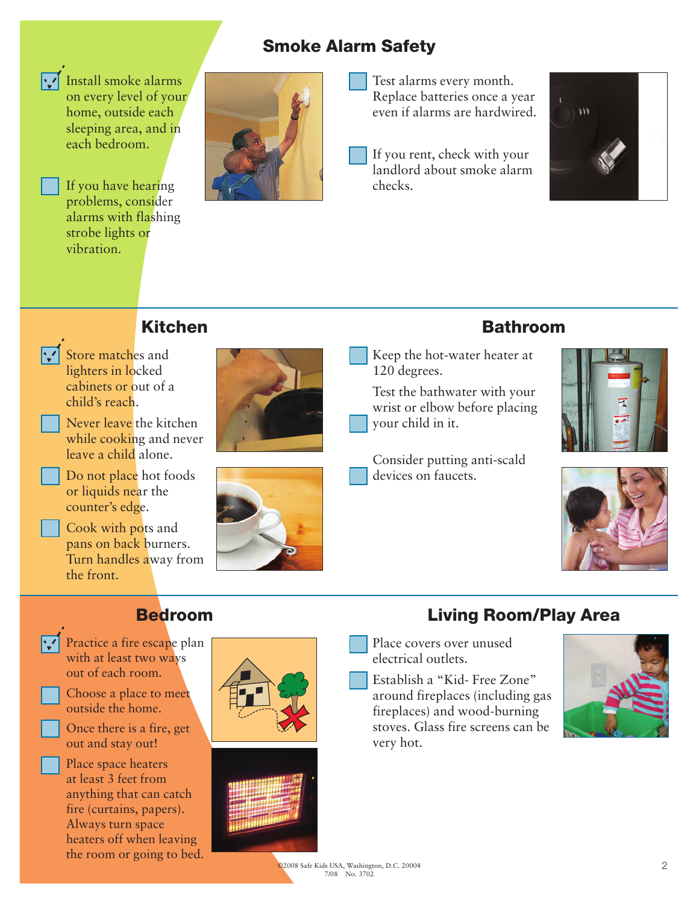## Smoke Alarm Safety

- Install smoke alarms on every level of your home, outside each sleeping area, and in each bedroom.
- If you have hearing problems, consider alarms with flashing strobe lights or vibration.
- Test alarms every month. Replace batteries once a year even if alarms are hardwired.
- If you rent, check with your landlord about smoke alarm checks.

## Kitchen

- Store matches and lighters in locked cabinets or out of a child's reach.
- Never leave the kitchen while cooking and never leave a child alone.
- Do not place hot foods or liquids near the counter's edge.
- Cook with pots and pans on back burners. Turn handles away from the front.

## Bathroom

- Keep the hot-water heater at 120 degrees.
- Test the bathwater with your wrist or elbow before placing your child in it.
- Consider putting anti-scald devices on faucets.

## Bedroom

- Practice a fire escape plan with at least two ways out of each room.
- Choose a place to meet outside the home.
- Once there is a fire, get out and stay out!
- Place space heaters at least 3 feet from anything that can catch fire (curtains, papers). Always turn space heaters off when leaving the room or going to bed.

## Living Room/Play Area

- Place covers over unused electrical outlets.
- Establish a "Kid- Free Zone" around fireplaces (including gas fireplaces) and wood-burning stoves. Glass fire screens can be very hot.

©2008 Safe Kids USA, Washington, D.C. 20004
7/08 No. 3702